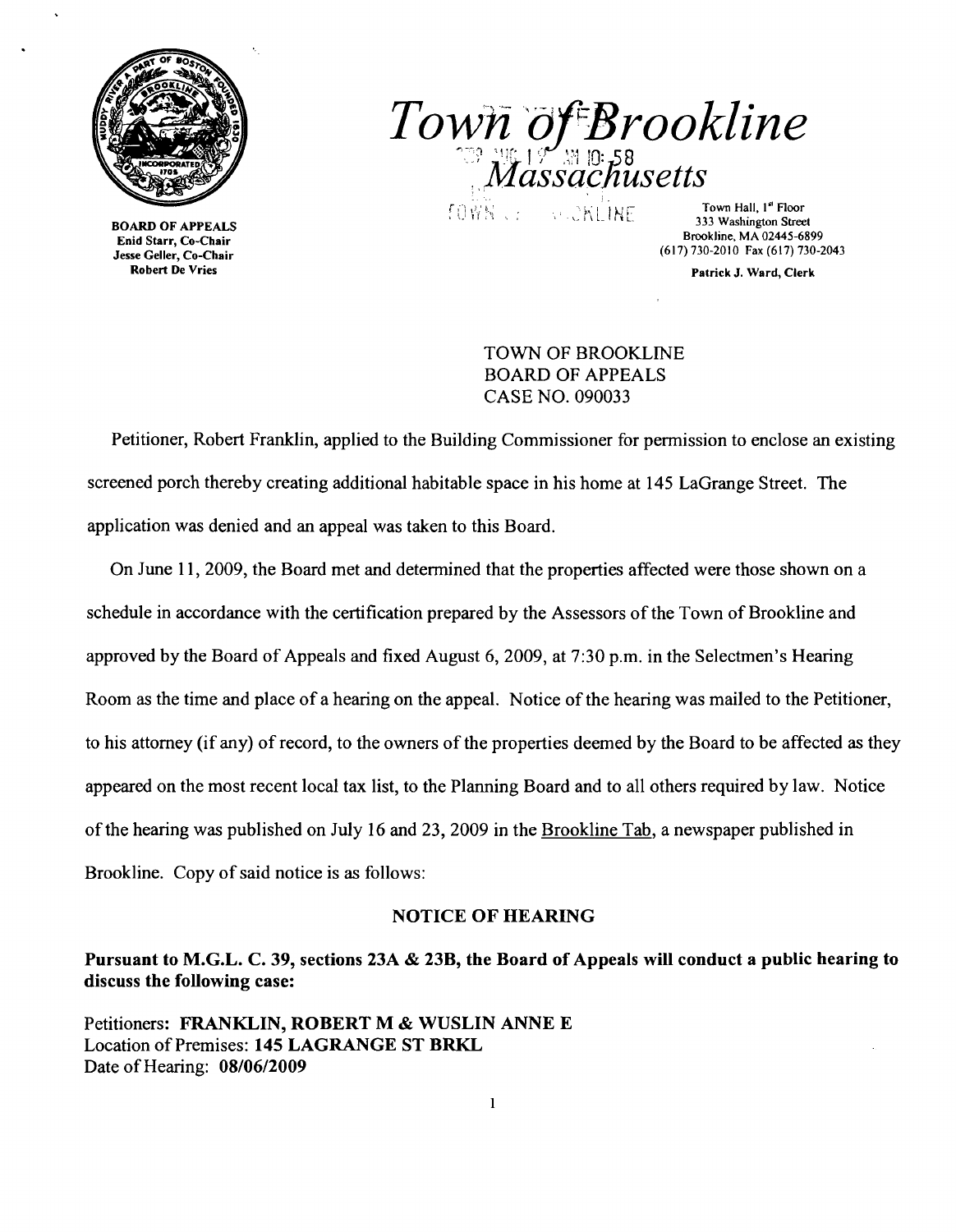# Town of Brookline

## Massachusetts

**BOARD OF APPEALS**
Enid Starr, Co-Chair
Jesse Geller, Co-Chair
Robert De Vries

Town Hall, 1st Floor
333 Washington Street
Brookline, MA 02445-6899
(617) 730-2010 Fax (617) 730-2043

Patrick J. Ward, Clerk

TOWN OF BROOKLINE
BOARD OF APPEALS
CASE NO. 090033

Petitioner, Robert Franklin, applied to the Building Commissioner for permission to enclose an existing screened porch thereby creating additional habitable space in his home at 145 LaGrange Street. The application was denied and an appeal was taken to this Board.

On June 11, 2009, the Board met and determined that the properties affected were those shown on a schedule in accordance with the certification prepared by the Assessors of the Town of Brookline and approved by the Board of Appeals and fixed August 6, 2009, at 7:30 p.m. in the Selectmen's Hearing Room as the time and place of a hearing on the appeal. Notice of the hearing was mailed to the Petitioner, to his attorney (if any) of record, to the owners of the properties deemed by the Board to be affected as they appeared on the most recent local tax list, to the Planning Board and to all others required by law. Notice of the hearing was published on July 16 and 23, 2009 in the Brookline Tab, a newspaper published in Brookline. Copy of said notice is as follows:

**NOTICE OF HEARING**

**Pursuant to M.G.L. C. 39, sections 23A & 23B, the Board of Appeals will conduct a public hearing to discuss the following case:**

Petitioners: **FRANKLIN, ROBERT M & WUSLIN ANNE E**
Location of Premises: **145 LAGRANGE ST BRKL**
Date of Hearing: **08/06/2009**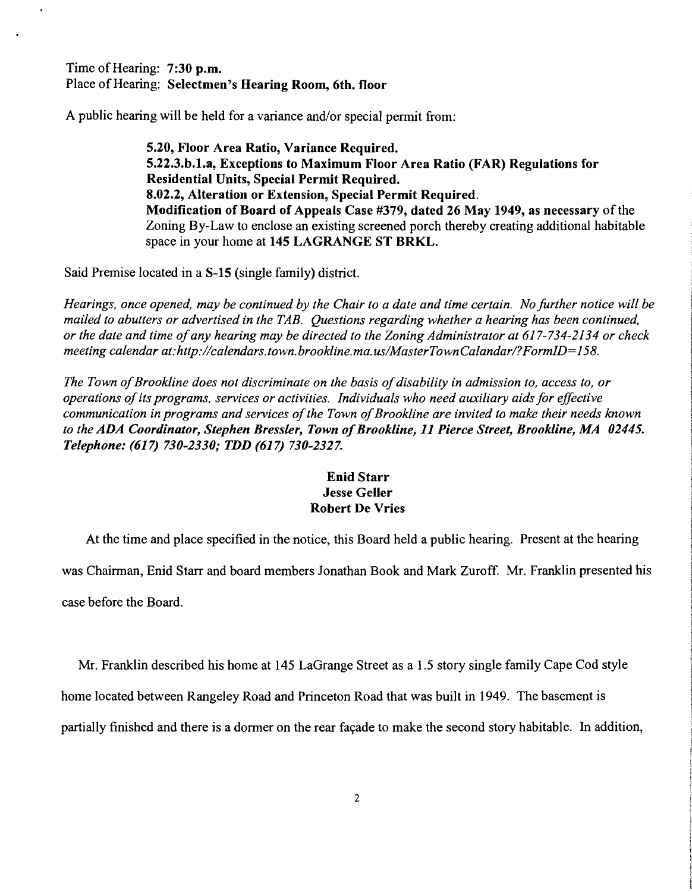Time of Hearing: **7:30 p.m.**
Place of Hearing: **Selectmen's Hearing Room, 6th. floor**

A public hearing will be held for a variance and/or special permit from:

> **5.20, Floor Area Ratio, Variance Required.**
> **5.22.3.b.1.a, Exceptions to Maximum Floor Area Ratio (FAR) Regulations for Residential Units, Special Permit Required.**
> **8.02.2, Alteration or Extension, Special Permit Required.**
> **Modification of Board of Appeals Case #379, dated 26 May 1949, as necessary** of the Zoning By-Law to enclose an existing screened porch thereby creating additional habitable space in your home at **145 LAGRANGE ST BRKL.**

Said Premise located in a **S-15** (single family) district.

*Hearings, once opened, may be continued by the Chair to a date and time certain. No further notice will be mailed to abutters or advertised in the TAB. Questions regarding whether a hearing has been continued, or the date and time of any hearing may be directed to the Zoning Administrator at 617-734-2134 or check meeting calendar at:http://calendars.town.brookline.ma.us/MasterTownCalandar/?FormID=158.*

*The Town of Brookline does not discriminate on the basis of disability in admission to, access to, or operations of its programs, services or activities. Individuals who need auxiliary aids for effective communication in programs and services of the Town of Brookline are invited to make their needs known to the* ***ADA Coordinator, Stephen Bressler, Town of Brookline, 11 Pierce Street, Brookline, MA 02445. Telephone: (617) 730-2330; TDD (617) 730-2327.***

**Enid Starr**
**Jesse Geller**
**Robert De Vries**

At the time and place specified in the notice, this Board held a public hearing. Present at the hearing was Chairman, Enid Starr and board members Jonathan Book and Mark Zuroff. Mr. Franklin presented his case before the Board.

Mr. Franklin described his home at 145 LaGrange Street as a 1.5 story single family Cape Cod style home located between Rangeley Road and Princeton Road that was built in 1949. The basement is partially finished and there is a dormer on the rear façade to make the second story habitable. In addition,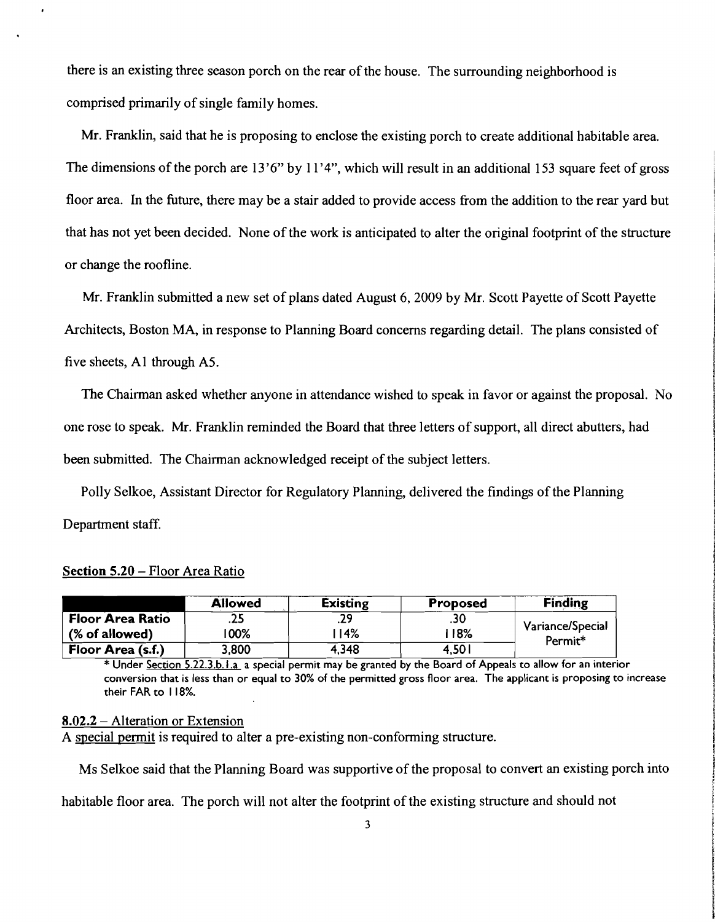there is an existing three season porch on the rear of the house. The surrounding neighborhood is comprised primarily of single family homes.

Mr. Franklin, said that he is proposing to enclose the existing porch to create additional habitable area. The dimensions of the porch are 13'6" by 11'4", which will result in an additional 153 square feet of gross floor area. In the future, there may be a stair added to provide access from the addition to the rear yard but that has not yet been decided. None of the work is anticipated to alter the original footprint of the structure or change the roofline.

Mr. Franklin submitted a new set of plans dated August 6, 2009 by Mr. Scott Payette of Scott Payette Architects, Boston MA, in response to Planning Board concerns regarding detail. The plans consisted of five sheets, A1 through A5.

The Chairman asked whether anyone in attendance wished to speak in favor or against the proposal. No one rose to speak. Mr. Franklin reminded the Board that three letters of support, all direct abutters, had been submitted. The Chairman acknowledged receipt of the subject letters.

Polly Selkoe, Assistant Director for Regulatory Planning, delivered the findings of the Planning Department staff.

Section 5.20 – Floor Area Ratio

| | **Allowed** | **Existing** | **Proposed** | **Finding** |
|---|---|---|---|---|
| **Floor Area Ratio** | .25 | .29 | .30 | Variance/Special Permit* |
| **(% of allowed)** | 100% | 114% | 118% | |
| **Floor Area (s.f.)** | 3,800 | 4,348 | 4,501 | |

\* Under Section 5.22.3.b.1.a a special permit may be granted by the Board of Appeals to allow for an interior conversion that is less than or equal to 30% of the permitted gross floor area. The applicant is proposing to increase their FAR to 118%.

8.02.2 – Alteration or Extension

A special permit is required to alter a pre-existing non-conforming structure.

Ms Selkoe said that the Planning Board was supportive of the proposal to convert an existing porch into habitable floor area. The porch will not alter the footprint of the existing structure and should not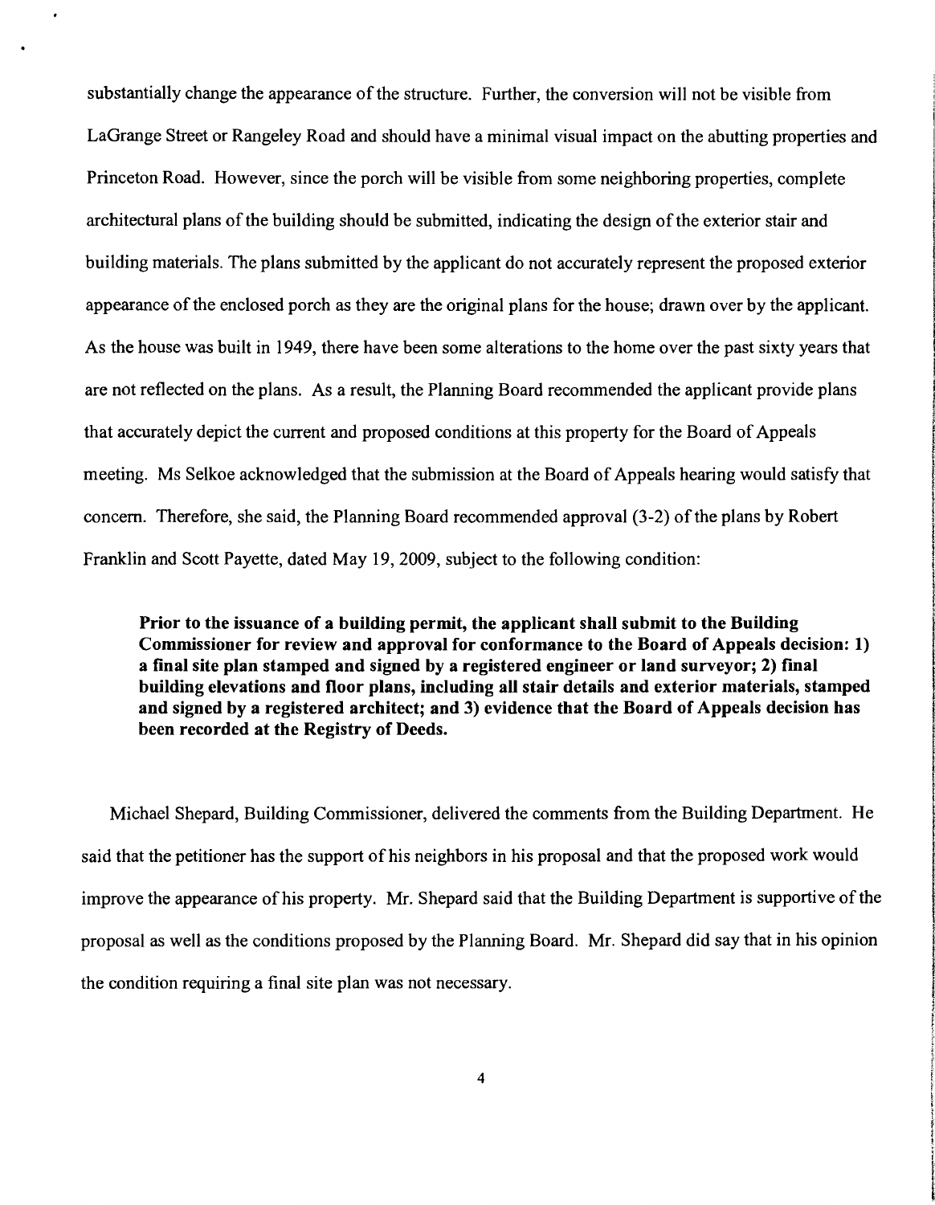substantially change the appearance of the structure. Further, the conversion will not be visible from LaGrange Street or Rangeley Road and should have a minimal visual impact on the abutting properties and Princeton Road. However, since the porch will be visible from some neighboring properties, complete architectural plans of the building should be submitted, indicating the design of the exterior stair and building materials. The plans submitted by the applicant do not accurately represent the proposed exterior appearance of the enclosed porch as they are the original plans for the house; drawn over by the applicant. As the house was built in 1949, there have been some alterations to the home over the past sixty years that are not reflected on the plans. As a result, the Planning Board recommended the applicant provide plans that accurately depict the current and proposed conditions at this property for the Board of Appeals meeting. Ms Selkoe acknowledged that the submission at the Board of Appeals hearing would satisfy that concern. Therefore, she said, the Planning Board recommended approval (3-2) of the plans by Robert Franklin and Scott Payette, dated May 19, 2009, subject to the following condition:

> **Prior to the issuance of a building permit, the applicant shall submit to the Building Commissioner for review and approval for conformance to the Board of Appeals decision: 1) a final site plan stamped and signed by a registered engineer or land surveyor; 2) final building elevations and floor plans, including all stair details and exterior materials, stamped and signed by a registered architect; and 3) evidence that the Board of Appeals decision has been recorded at the Registry of Deeds.**

Michael Shepard, Building Commissioner, delivered the comments from the Building Department. He said that the petitioner has the support of his neighbors in his proposal and that the proposed work would improve the appearance of his property. Mr. Shepard said that the Building Department is supportive of the proposal as well as the conditions proposed by the Planning Board. Mr. Shepard did say that in his opinion the condition requiring a final site plan was not necessary.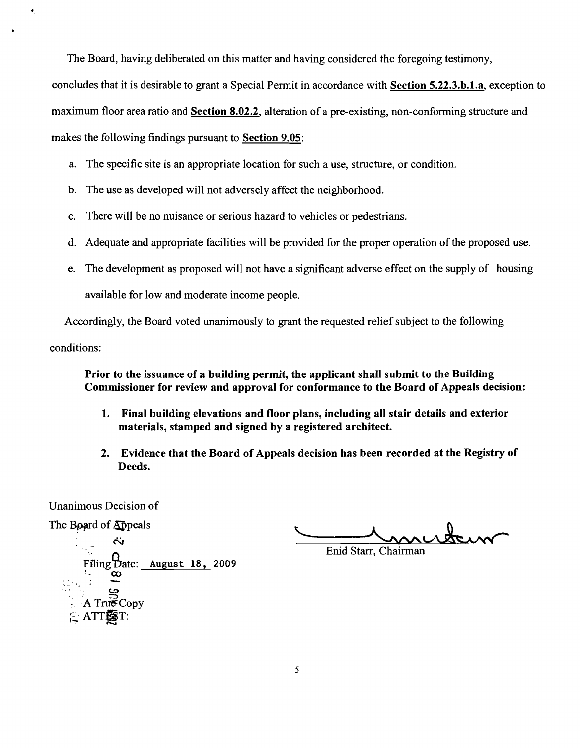The Board, having deliberated on this matter and having considered the foregoing testimony, concludes that it is desirable to grant a Special Permit in accordance with **Section 5.22.3.b.1.a**, exception to maximum floor area ratio and **Section 8.02.2**, alteration of a pre-existing, non-conforming structure and makes the following findings pursuant to **Section 9.05**:

a. The specific site is an appropriate location for such a use, structure, or condition.

b. The use as developed will not adversely affect the neighborhood.

c. There will be no nuisance or serious hazard to vehicles or pedestrians.

d. Adequate and appropriate facilities will be provided for the proper operation of the proposed use.

e. The development as proposed will not have a significant adverse effect on the supply of housing available for low and moderate income people.

Accordingly, the Board voted unanimously to grant the requested relief subject to the following conditions:

**Prior to the issuance of a building permit, the applicant shall submit to the Building Commissioner for review and approval for conformance to the Board of Appeals decision:**

1. **Final building elevations and floor plans, including all stair details and exterior materials, stamped and signed by a registered architect.**

2. **Evidence that the Board of Appeals decision has been recorded at the Registry of Deeds.**

Unanimous Decision of
The Board of Appeals

Filing Date: August 18, 2009

A True Copy
ATTEST:

Enid Starr, Chairman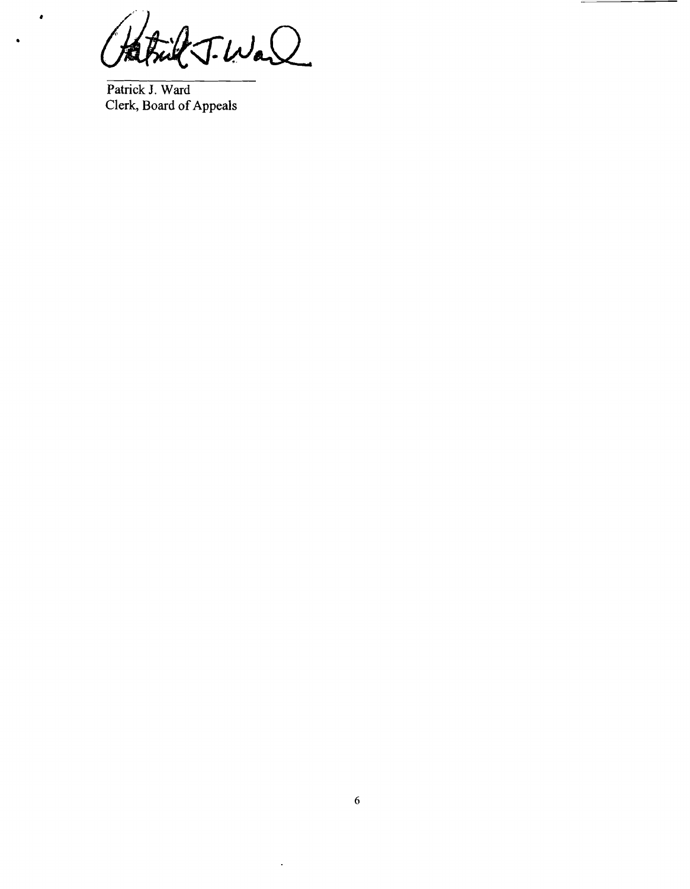Patrick J. Ward
Clerk, Board of Appeals